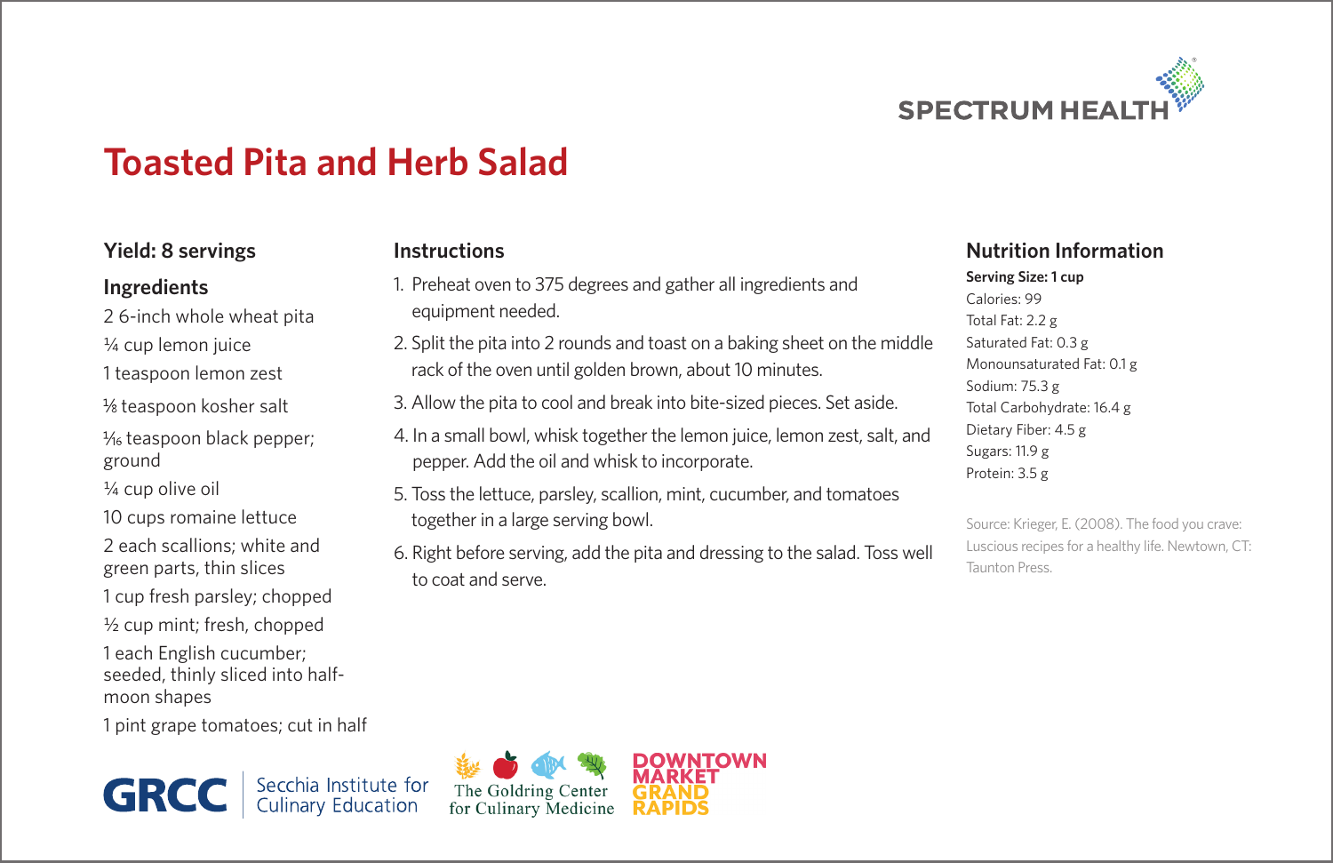SPECTRUM HEALTH

# Toasted Pita and Herb Salad

## Yield: 8 servings

## Ingredients

2 6-inch whole wheat pita

¼ cup lemon juice

1 teaspoon lemon zest

⅛ teaspoon kosher salt

1⁄16 teaspoon black pepper; ground

¼ cup olive oil

10 cups romaine lettuce

2 each scallions; white and green parts, thin slices

1 cup fresh parsley; chopped

½ cup mint; fresh, chopped

1 each English cucumber; seeded, thinly sliced into half-moon shapes

1 pint grape tomatoes; cut in half

## Instructions

1. Preheat oven to 375 degrees and gather all ingredients and equipment needed.
2. Split the pita into 2 rounds and toast on a baking sheet on the middle rack of the oven until golden brown, about 10 minutes.
3. Allow the pita to cool and break into bite-sized pieces. Set aside.
4. In a small bowl, whisk together the lemon juice, lemon zest, salt, and pepper. Add the oil and whisk to incorporate.
5. Toss the lettuce, parsley, scallion, mint, cucumber, and tomatoes together in a large serving bowl.
6. Right before serving, add the pita and dressing to the salad. Toss well to coat and serve.

## Nutrition Information

**Serving Size: 1 cup**

Calories: 99

Total Fat: 2.2 g

Saturated Fat: 0.3 g

Monounsaturated Fat: 0.1 g

Sodium: 75.3 g

Total Carbohydrate: 16.4 g

Dietary Fiber: 4.5 g

Sugars: 11.9 g

Protein: 3.5 g

Source: Krieger, E. (2008). The food you crave: Luscious recipes for a healthy life. Newtown, CT: Taunton Press.

GRCC | Secchia Institute for Culinary Education

The Goldring Center for Culinary Medicine

DOWNTOWN MARKET GRAND RAPIDS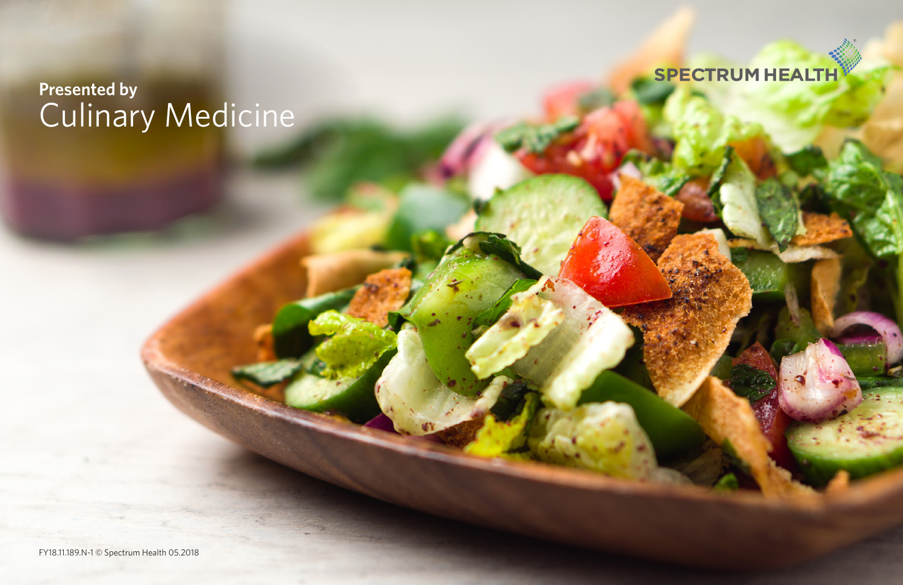**Presented by**

Culinary Medicine

SPECTRUM HEALTH

FY18.11.189.N-1 © Spectrum Health 05.2018